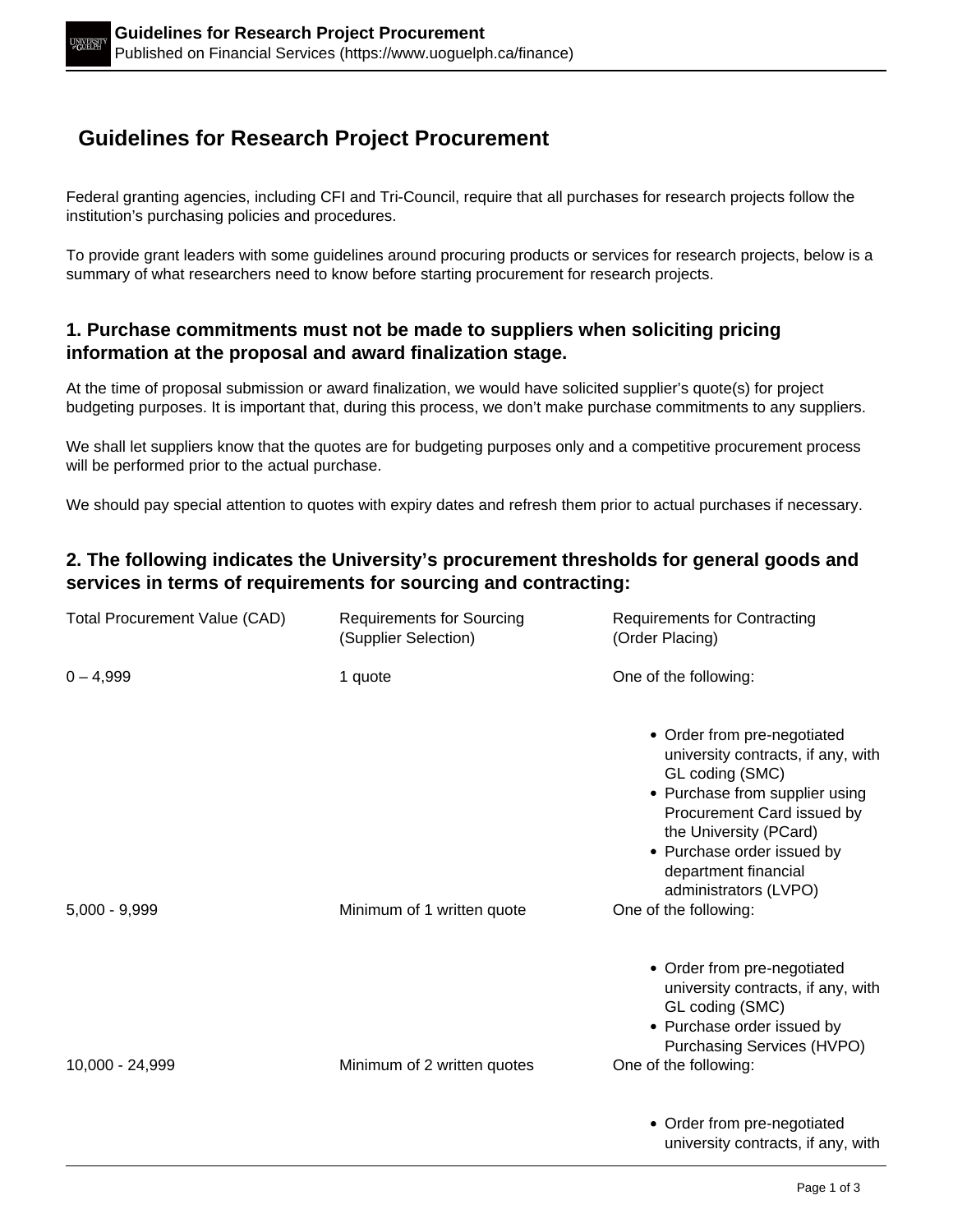# Guidelines for Research Project Procurement

Federal granting agencies, including CFI and Tri-Council, require that all purchases for research projects follow the institution's purchasing policies and procedures.

To provide grant leaders with some guidelines around procuring products or services for research projects, below is a summary of what researchers need to know before starting procurement for research projects.

### 1. Purchase commitments must not be made to suppliers when soliciting pricing information at the proposal and award finalization stage.

At the time of proposal submission or award finalization, we would have solicited supplier's quote(s) for project budgeting purposes. It is important that, during this process, we don't make purchase commitments to any suppliers.

We shall let suppliers know that the quotes are for budgeting purposes only and a competitive procurement process will be performed prior to the actual purchase.

We should pay special attention to quotes with expiry dates and refresh them prior to actual purchases if necessary.

### 2. The following indicates the University's procurement thresholds for general goods and services in terms of requirements for sourcing and contracting:

| Total Procurement Value (CAD) | Requirements for Sourcing (Supplier Selection) | Requirements for Contracting (Order Placing) |
|---|---|---|
| 0 – 4,999 | 1 quote | One of the following:<br>• Order from pre-negotiated university contracts, if any, with GL coding (SMC)<br>• Purchase from supplier using Procurement Card issued by the University (PCard)<br>• Purchase order issued by department financial administrators (LVPO) |
| 5,000 - 9,999 | Minimum of 1 written quote | One of the following:<br>• Order from pre-negotiated university contracts, if any, with GL coding (SMC)<br>• Purchase order issued by Purchasing Services (HVPO) |
| 10,000 - 24,999 | Minimum of 2 written quotes | One of the following:<br>• Order from pre-negotiated university contracts, if any, with |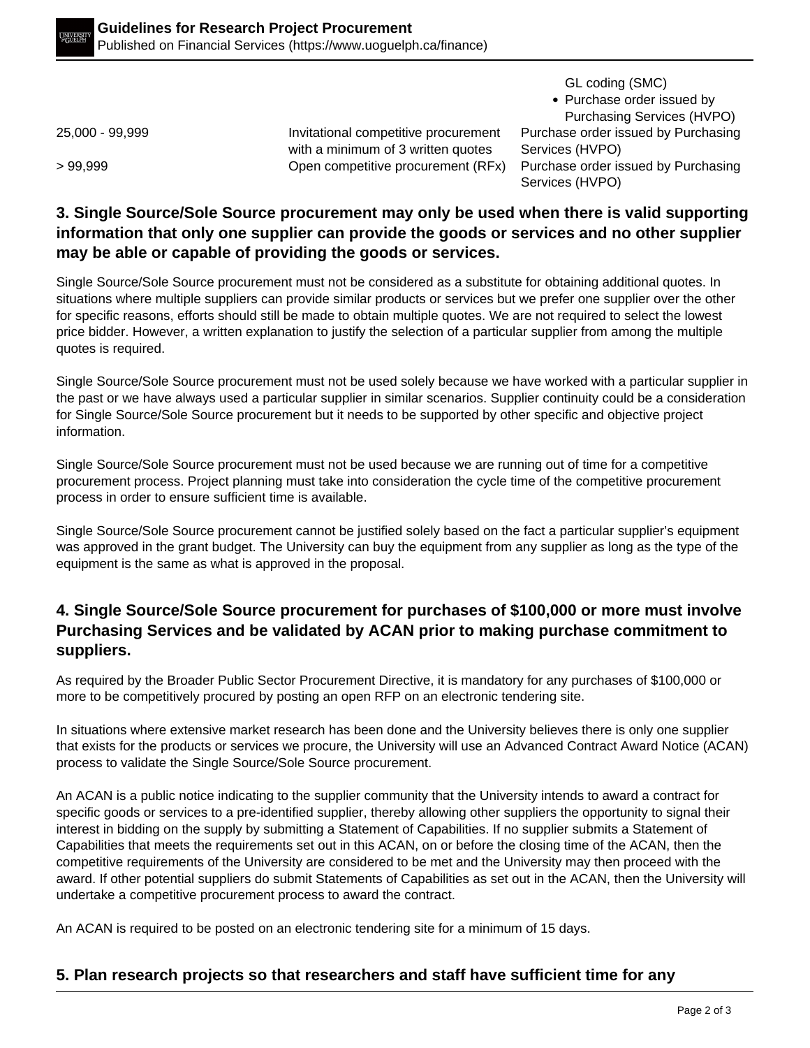| | | |
|---|---|---|
| | | GL coding (SMC)<br>• Purchase order issued by Purchasing Services (HVPO) |
| 25,000 - 99,999 | Invitational competitive procurement with a minimum of 3 written quotes | Purchase order issued by Purchasing Services (HVPO) |
| > 99,999 | Open competitive procurement (RFx) | Purchase order issued by Purchasing Services (HVPO) |

## 3. Single Source/Sole Source procurement may only be used when there is valid supporting information that only one supplier can provide the goods or services and no other supplier may be able or capable of providing the goods or services.

Single Source/Sole Source procurement must not be considered as a substitute for obtaining additional quotes. In situations where multiple suppliers can provide similar products or services but we prefer one supplier over the other for specific reasons, efforts should still be made to obtain multiple quotes. We are not required to select the lowest price bidder. However, a written explanation to justify the selection of a particular supplier from among the multiple quotes is required.

Single Source/Sole Source procurement must not be used solely because we have worked with a particular supplier in the past or we have always used a particular supplier in similar scenarios. Supplier continuity could be a consideration for Single Source/Sole Source procurement but it needs to be supported by other specific and objective project information.

Single Source/Sole Source procurement must not be used because we are running out of time for a competitive procurement process. Project planning must take into consideration the cycle time of the competitive procurement process in order to ensure sufficient time is available.

Single Source/Sole Source procurement cannot be justified solely based on the fact a particular supplier's equipment was approved in the grant budget. The University can buy the equipment from any supplier as long as the type of the equipment is the same as what is approved in the proposal.

## 4. Single Source/Sole Source procurement for purchases of $100,000 or more must involve Purchasing Services and be validated by ACAN prior to making purchase commitment to suppliers.

As required by the Broader Public Sector Procurement Directive, it is mandatory for any purchases of $100,000 or more to be competitively procured by posting an open RFP on an electronic tendering site.

In situations where extensive market research has been done and the University believes there is only one supplier that exists for the products or services we procure, the University will use an Advanced Contract Award Notice (ACAN) process to validate the Single Source/Sole Source procurement.

An ACAN is a public notice indicating to the supplier community that the University intends to award a contract for specific goods or services to a pre-identified supplier, thereby allowing other suppliers the opportunity to signal their interest in bidding on the supply by submitting a Statement of Capabilities. If no supplier submits a Statement of Capabilities that meets the requirements set out in this ACAN, on or before the closing time of the ACAN, then the competitive requirements of the University are considered to be met and the University may then proceed with the award. If other potential suppliers do submit Statements of Capabilities as set out in the ACAN, then the University will undertake a competitive procurement process to award the contract.

An ACAN is required to be posted on an electronic tendering site for a minimum of 15 days.

## 5. Plan research projects so that researchers and staff have sufficient time for any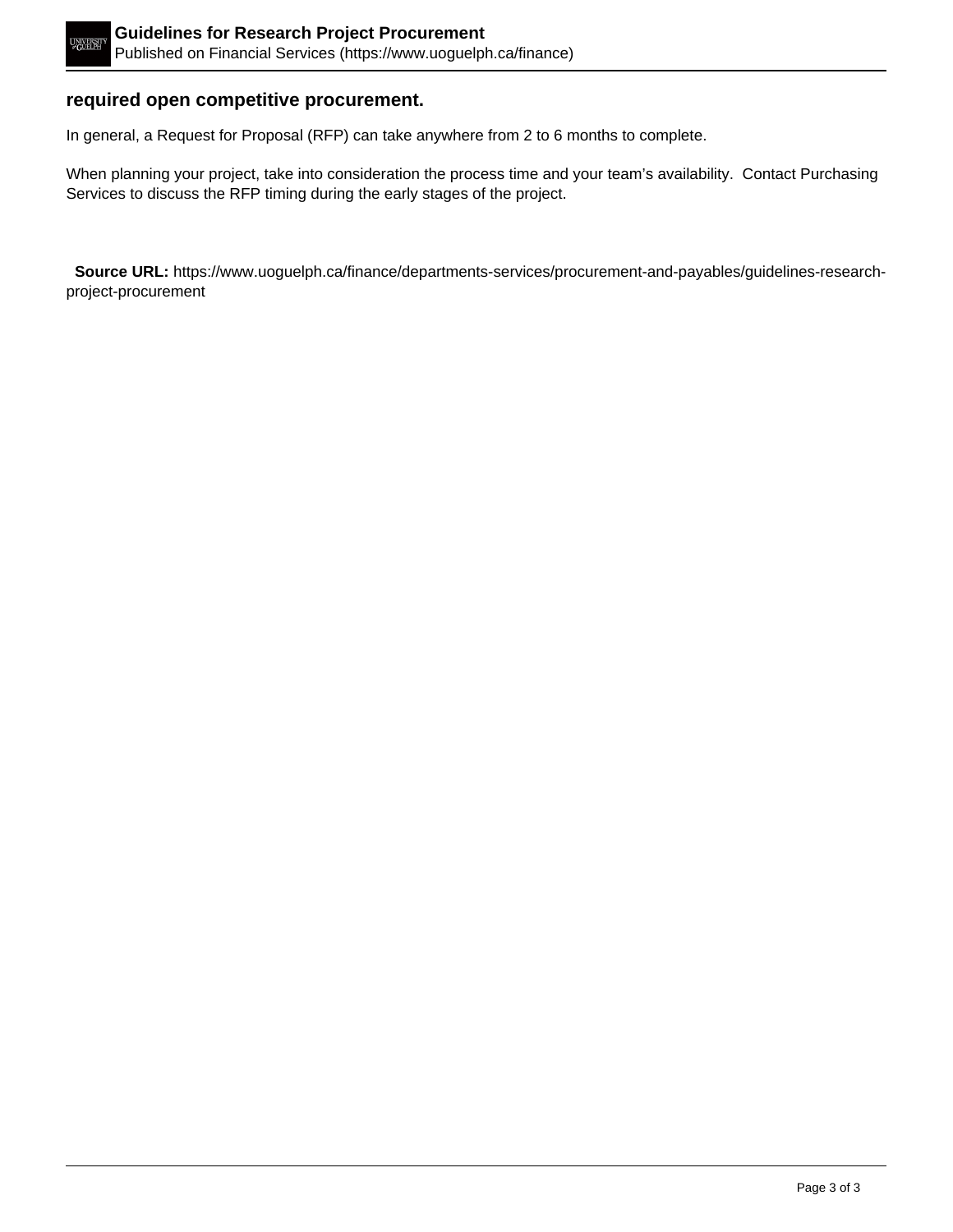**required open competitive procurement.**

In general, a Request for Proposal (RFP) can take anywhere from 2 to 6 months to complete.

When planning your project, take into consideration the process time and your team's availability. Contact Purchasing Services to discuss the RFP timing during the early stages of the project.

**Source URL:** https://www.uoguelph.ca/finance/departments-services/procurement-and-payables/guidelines-research-project-procurement